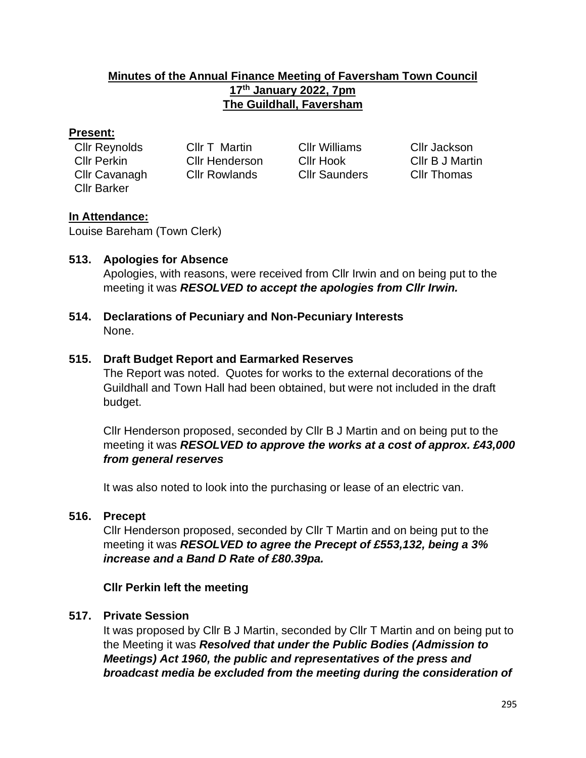# Minutes of the Annual Finance Meeting of Faversham Town Council
## 17th January 2022, 7pm
## The Guildhall, Faversham

**Present:**

| | | | |
|---|---|---|---|
| Cllr Reynolds | Cllr T Martin | Cllr Williams | Cllr Jackson |
| Cllr Perkin | Cllr Henderson | Cllr Hook | Cllr B J Martin |
| Cllr Cavanagh | Cllr Rowlands | Cllr Saunders | Cllr Thomas |
| Cllr Barker | | | |

**In Attendance:**

Louise Bareham (Town Clerk)

**513. Apologies for Absence**

Apologies, with reasons, were received from Cllr Irwin and on being put to the meeting it was ***RESOLVED to accept the apologies from Cllr Irwin.***

**514. Declarations of Pecuniary and Non-Pecuniary Interests**

None.

**515. Draft Budget Report and Earmarked Reserves**

The Report was noted. Quotes for works to the external decorations of the Guildhall and Town Hall had been obtained, but were not included in the draft budget.

Cllr Henderson proposed, seconded by Cllr B J Martin and on being put to the meeting it was ***RESOLVED to approve the works at a cost of approx. £43,000 from general reserves***

It was also noted to look into the purchasing or lease of an electric van.

**516. Precept**

Cllr Henderson proposed, seconded by Cllr T Martin and on being put to the meeting it was ***RESOLVED to agree the Precept of £553,132, being a 3% increase and a Band D Rate of £80.39pa.***

**Cllr Perkin left the meeting**

**517. Private Session**

It was proposed by Cllr B J Martin, seconded by Cllr T Martin and on being put to the Meeting it was ***Resolved that under the Public Bodies (Admission to Meetings) Act 1960, the public and representatives of the press and broadcast media be excluded from the meeting during the consideration of***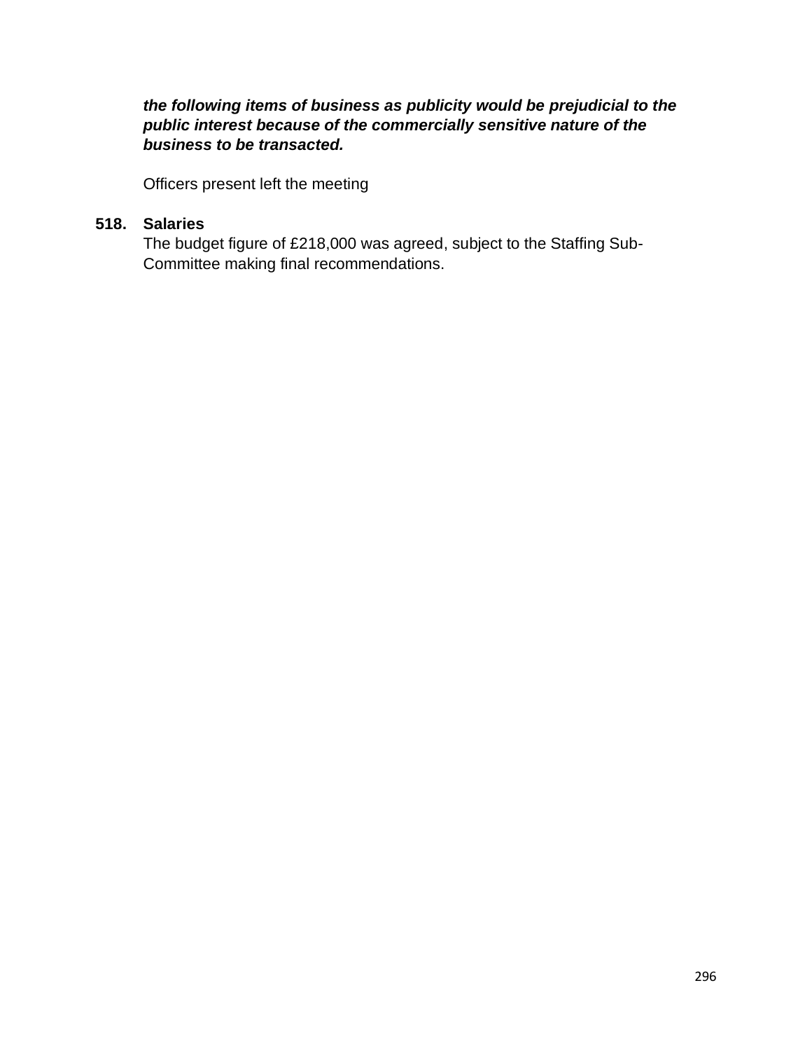***the following items of business as publicity would be prejudicial to the public interest because of the commercially sensitive nature of the business to be transacted.***

Officers present left the meeting

**518. Salaries**

The budget figure of £218,000 was agreed, subject to the Staffing Sub-Committee making final recommendations.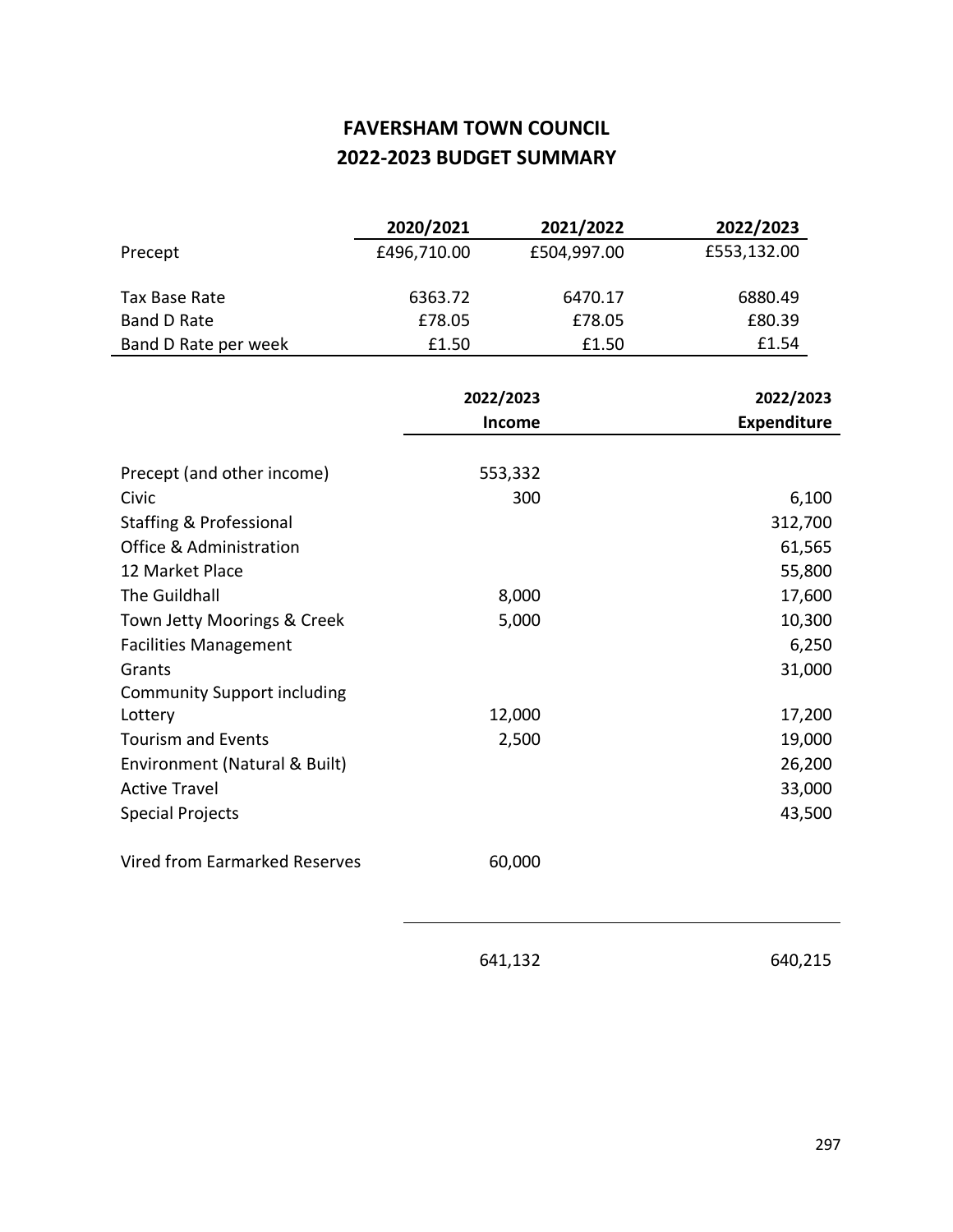# FAVERSHAM TOWN COUNCIL
## 2022-2023 BUDGET SUMMARY

| | 2020/2021 | 2021/2022 | 2022/2023 |
|---|---|---|---|
| Precept | £496,710.00 | £504,997.00 | £553,132.00 |
| Tax Base Rate | 6363.72 | 6470.17 | 6880.49 |
| Band D Rate | £78.05 | £78.05 | £80.39 |
| Band D Rate per week | £1.50 | £1.50 | £1.54 |

| | 2022/2023 Income | 2022/2023 Expenditure |
|---|---|---|
| Precept (and other income) | 553,332 | |
| Civic | 300 | 6,100 |
| Staffing & Professional | | 312,700 |
| Office & Administration | | 61,565 |
| 12 Market Place | | 55,800 |
| The Guildhall | 8,000 | 17,600 |
| Town Jetty Moorings & Creek | 5,000 | 10,300 |
| Facilities Management | | 6,250 |
| Grants | | 31,000 |
| Community Support including Lottery | 12,000 | 17,200 |
| Tourism and Events | 2,500 | 19,000 |
| Environment (Natural & Built) | | 26,200 |
| Active Travel | | 33,000 |
| Special Projects | | 43,500 |
| Vired from Earmarked Reserves | 60,000 | |
| | 641,132 | 640,215 |